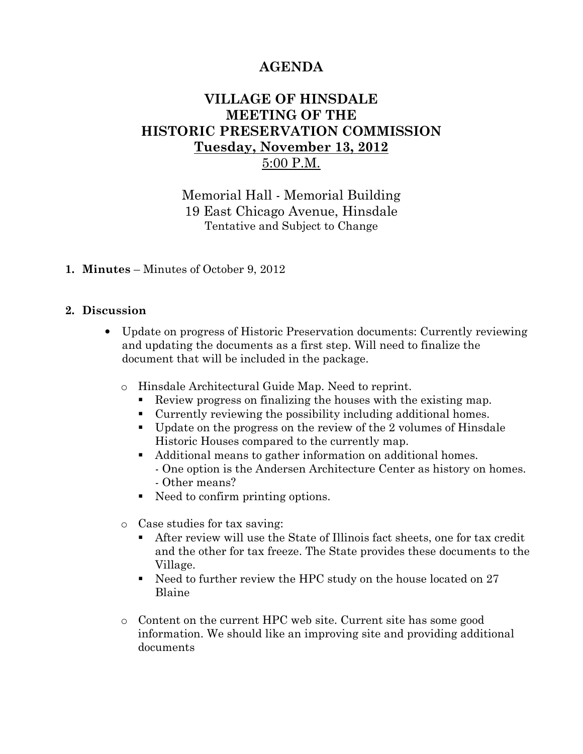# AGENDA

## VILLAGE OF HINSDALE
## MEETING OF THE
## HISTORIC PRESERVATION COMMISSION
## Tuesday, November 13, 2012
## 5:00 P.M.

Memorial Hall - Memorial Building
19 East Chicago Avenue, Hinsdale
Tentative and Subject to Change

1. **Minutes** – Minutes of October 9, 2012

2. **Discussion**

   - Update on progress of Historic Preservation documents: Currently reviewing and updating the documents as a first step. Will need to finalize the document that will be included in the package.

     - Hinsdale Architectural Guide Map. Need to reprint.
       - Review progress on finalizing the houses with the existing map.
       - Currently reviewing the possibility including additional homes.
       - Update on the progress on the review of the 2 volumes of Hinsdale Historic Houses compared to the currently map.
       - Additional means to gather information on additional homes.
         - One option is the Andersen Architecture Center as history on homes.
         - Other means?
       - Need to confirm printing options.

     - Case studies for tax saving:
       - After review will use the State of Illinois fact sheets, one for tax credit and the other for tax freeze. The State provides these documents to the Village.
       - Need to further review the HPC study on the house located on 27 Blaine

     - Content on the current HPC web site. Current site has some good information. We should like an improving site and providing additional documents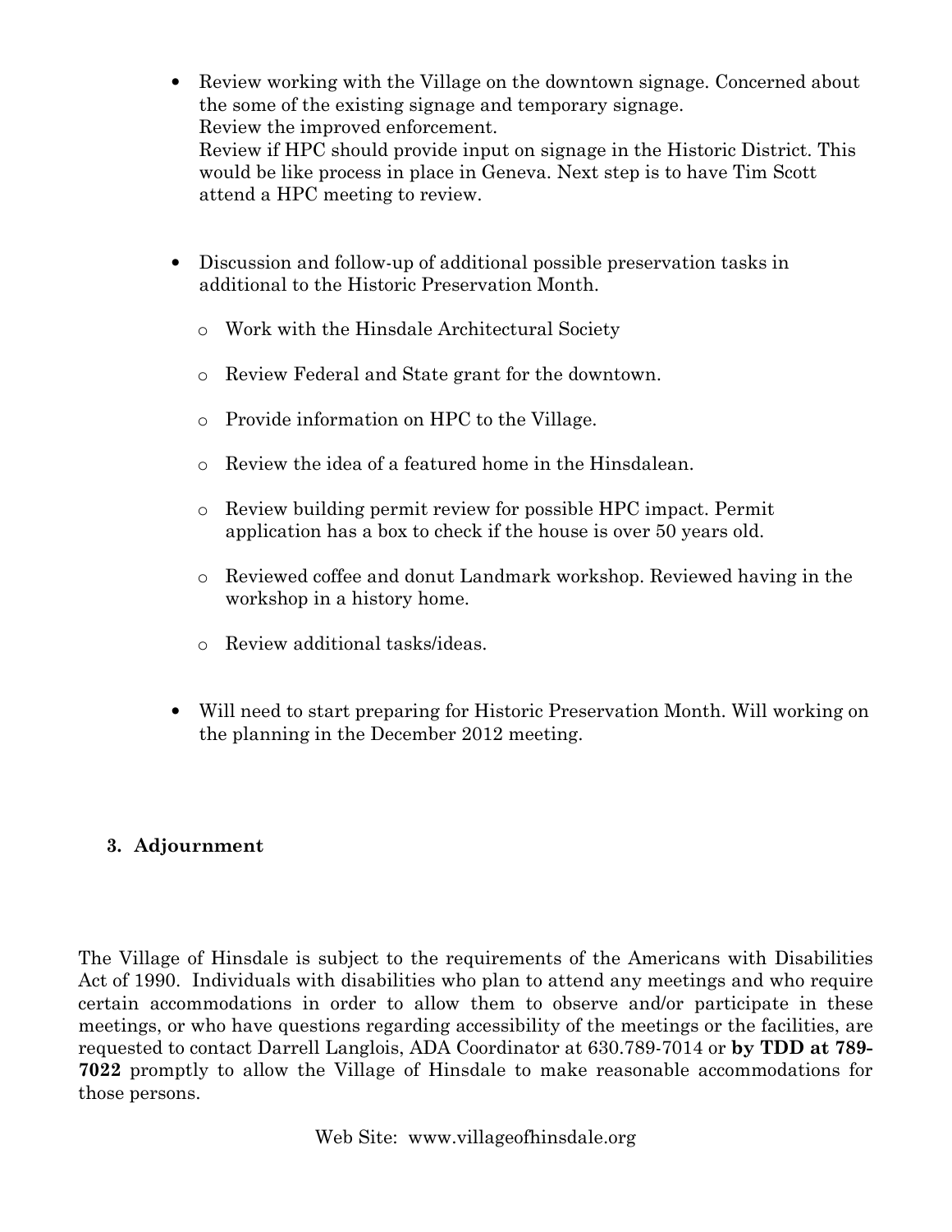- Review working with the Village on the downtown signage. Concerned about the some of the existing signage and temporary signage.
  Review the improved enforcement.
  Review if HPC should provide input on signage in the Historic District. This would be like process in place in Geneva. Next step is to have Tim Scott attend a HPC meeting to review.

- Discussion and follow-up of additional possible preservation tasks in additional to the Historic Preservation Month.

  - Work with the Hinsdale Architectural Society

  - Review Federal and State grant for the downtown.

  - Provide information on HPC to the Village.

  - Review the idea of a featured home in the Hinsdalean.

  - Review building permit review for possible HPC impact. Permit application has a box to check if the house is over 50 years old.

  - Reviewed coffee and donut Landmark workshop. Reviewed having in the workshop in a history home.

  - Review additional tasks/ideas.

- Will need to start preparing for Historic Preservation Month. Will working on the planning in the December 2012 meeting.

**3. Adjournment**

The Village of Hinsdale is subject to the requirements of the Americans with Disabilities Act of 1990. Individuals with disabilities who plan to attend any meetings and who require certain accommodations in order to allow them to observe and/or participate in these meetings, or who have questions regarding accessibility of the meetings or the facilities, are requested to contact Darrell Langlois, ADA Coordinator at 630.789-7014 or **by TDD at 789-7022** promptly to allow the Village of Hinsdale to make reasonable accommodations for those persons.

Web Site: www.villageofhinsdale.org